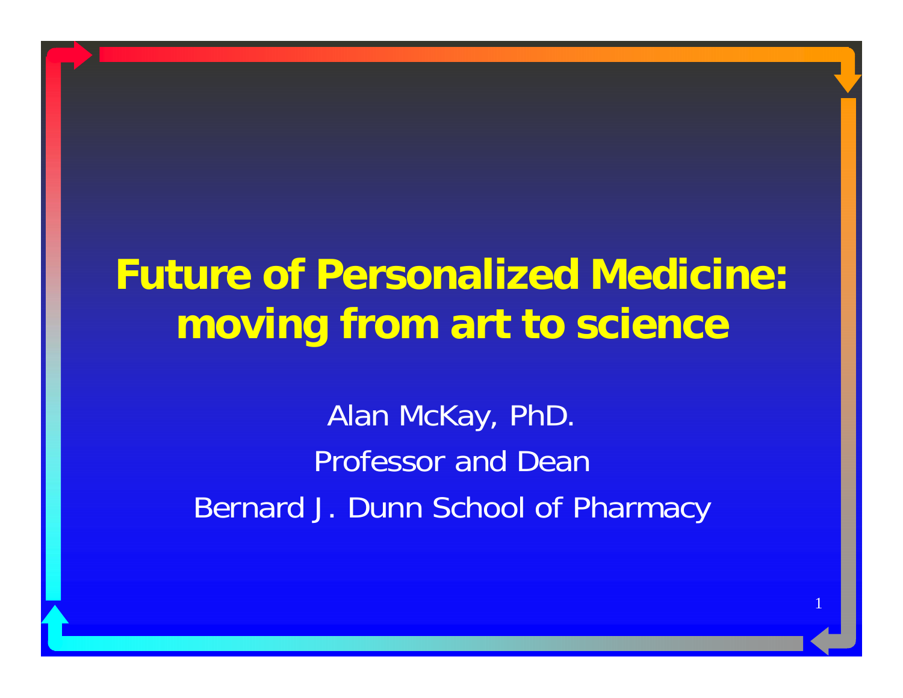# Future of Personalized Medicine: moving from art to science

Alan McKay, PhD.

Professor and Dean

Bernard J. Dunn School of Pharmacy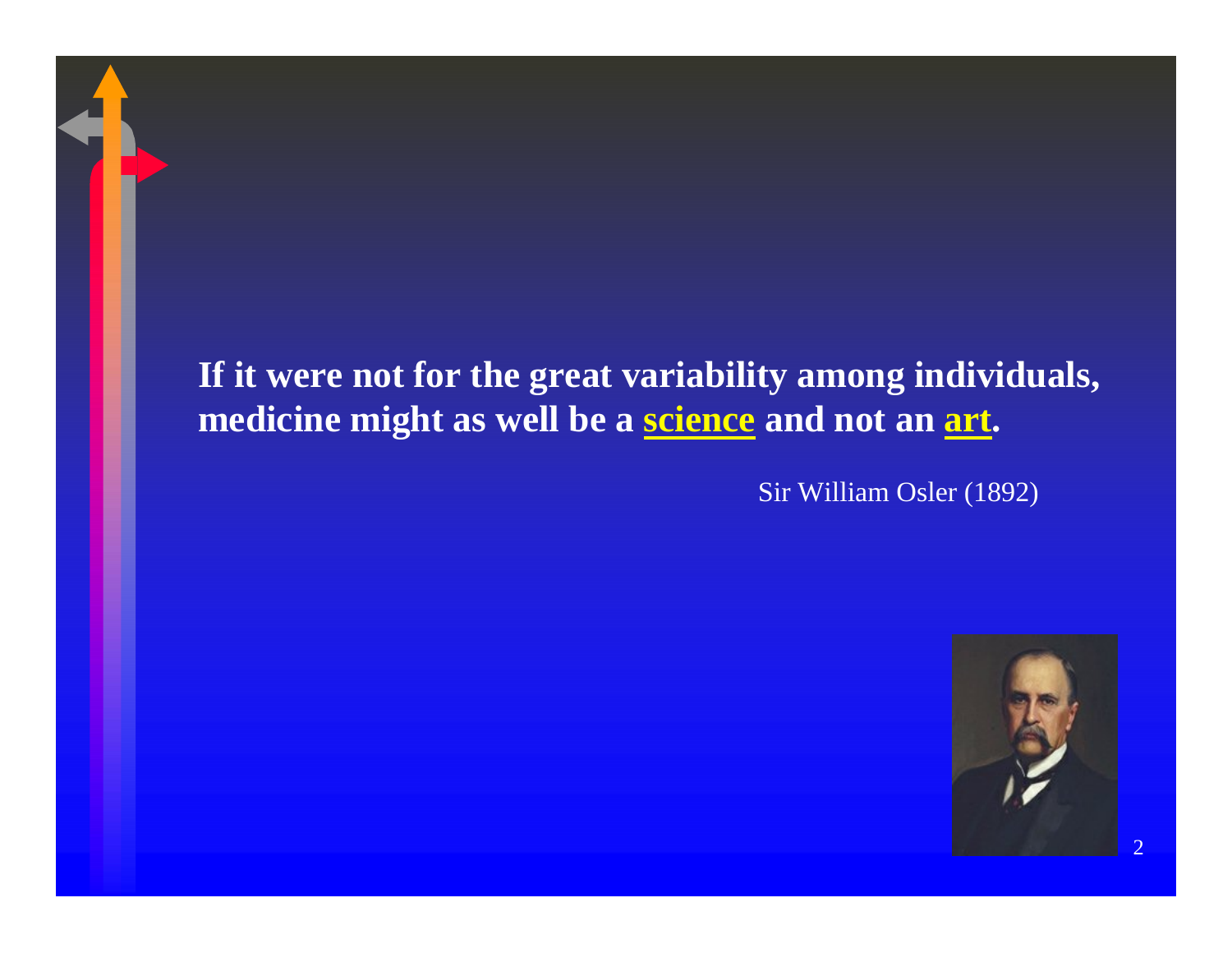**If it were not for the great variability among individuals, medicine might as well be a science and not an art.**

Sir William Osler (1892)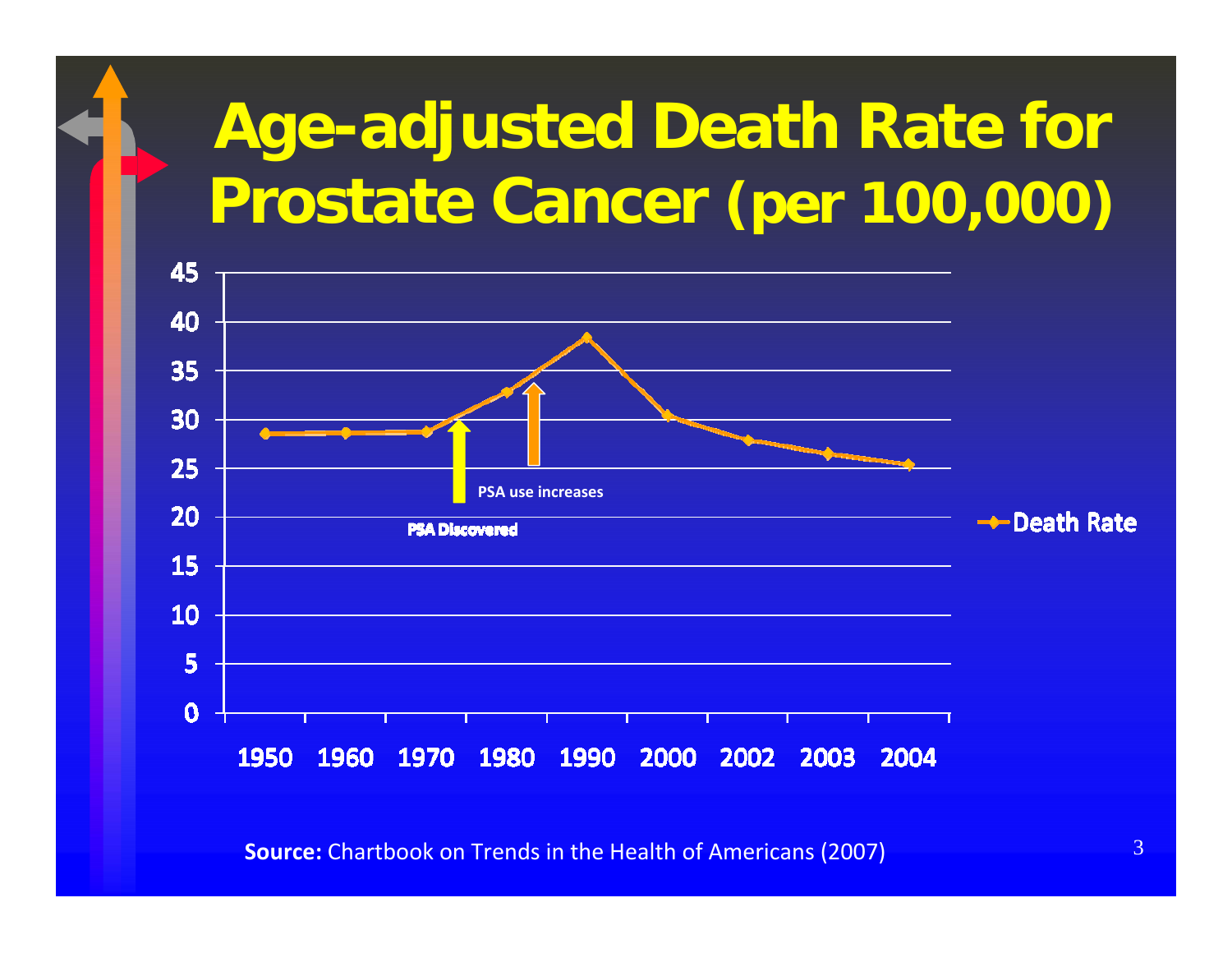# Age-adjusted Death Rate for Prostate Cancer (per 100,000)

| Year | Death Rate |
|---|---|
| 1950 | 28.6 |
| 1960 | 28.7 |
| 1970 | 28.8 |
| 1980 | 32.8 |
| 1990 | 38.4 |
| 2000 | 30.5 |
| 2002 | 27.9 |
| 2003 | 26.5 |
| 2004 | 25.4 |

PSA Discovered

PSA use increases

**Source:** Chartbook on Trends in the Health of Americans (2007)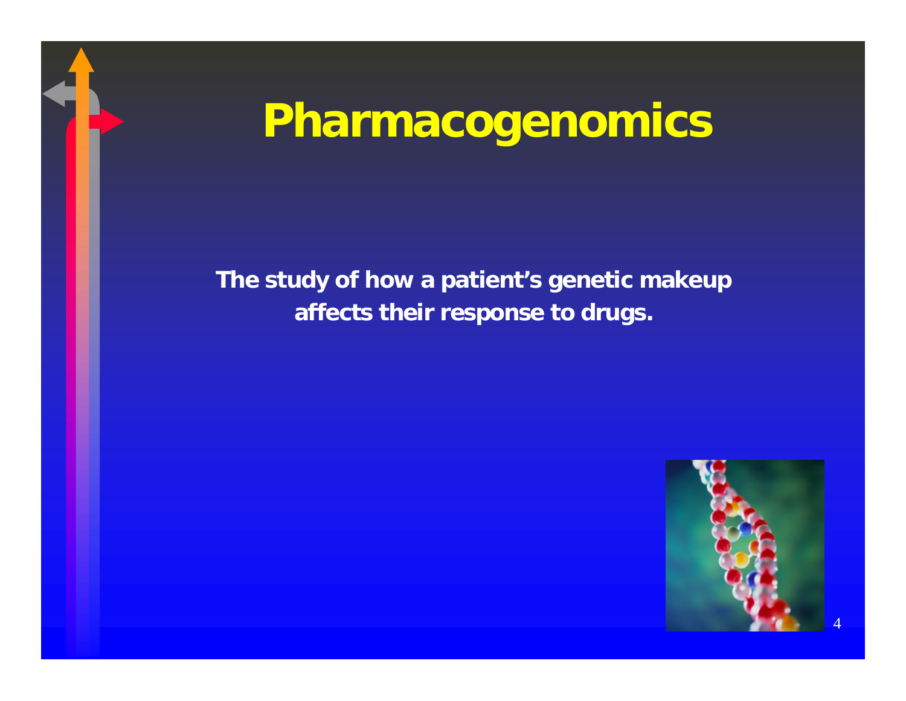# Pharmacogenomics

**The study of how a patient's genetic makeup affects their response to drugs.**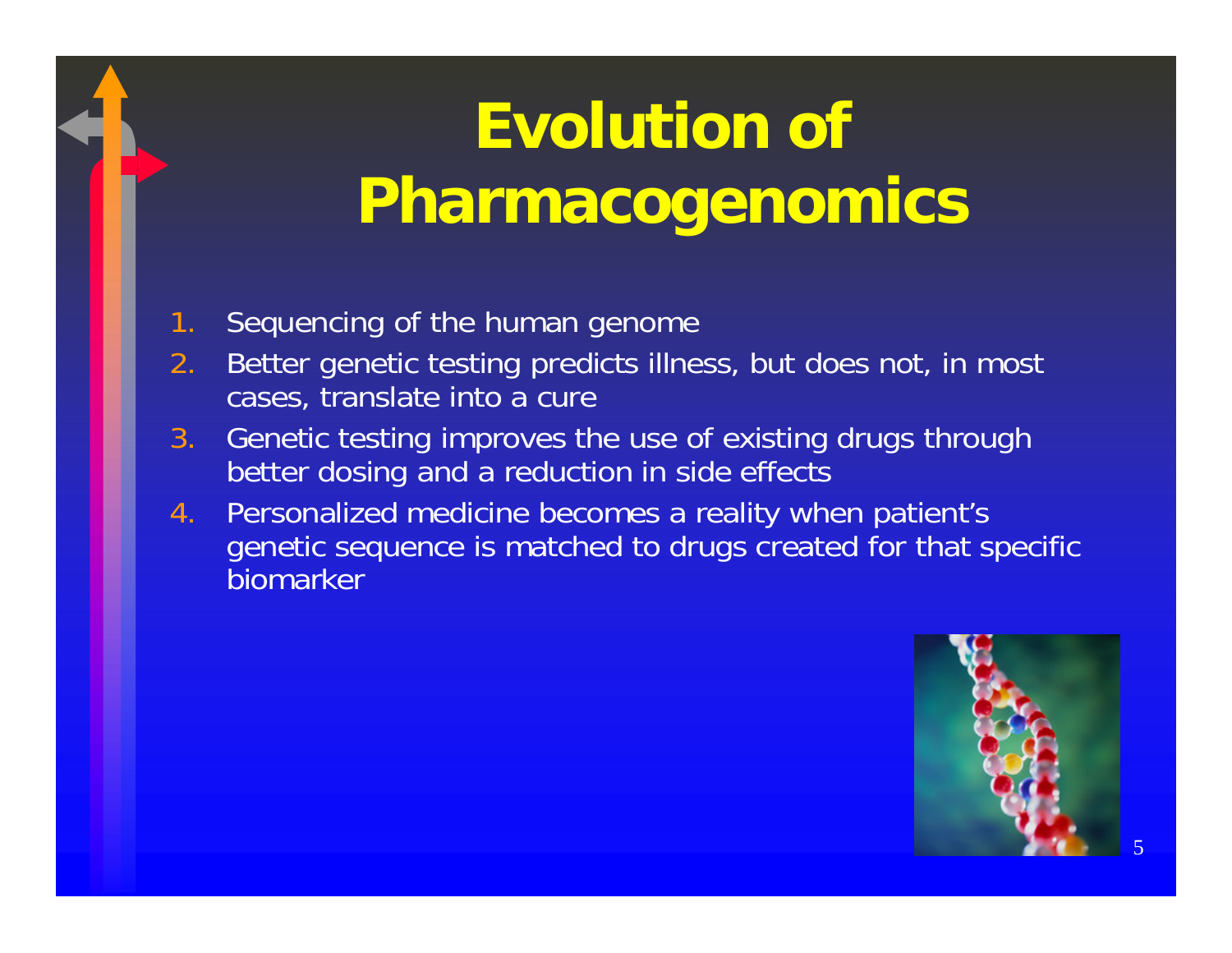# Evolution of Pharmacogenomics

1. Sequencing of the human genome
2. Better genetic testing predicts illness, but does not, in most cases, translate into a cure
3. Genetic testing improves the use of existing drugs through better dosing and a reduction in side effects
4. Personalized medicine becomes a reality when patient's genetic sequence is matched to drugs created for that specific biomarker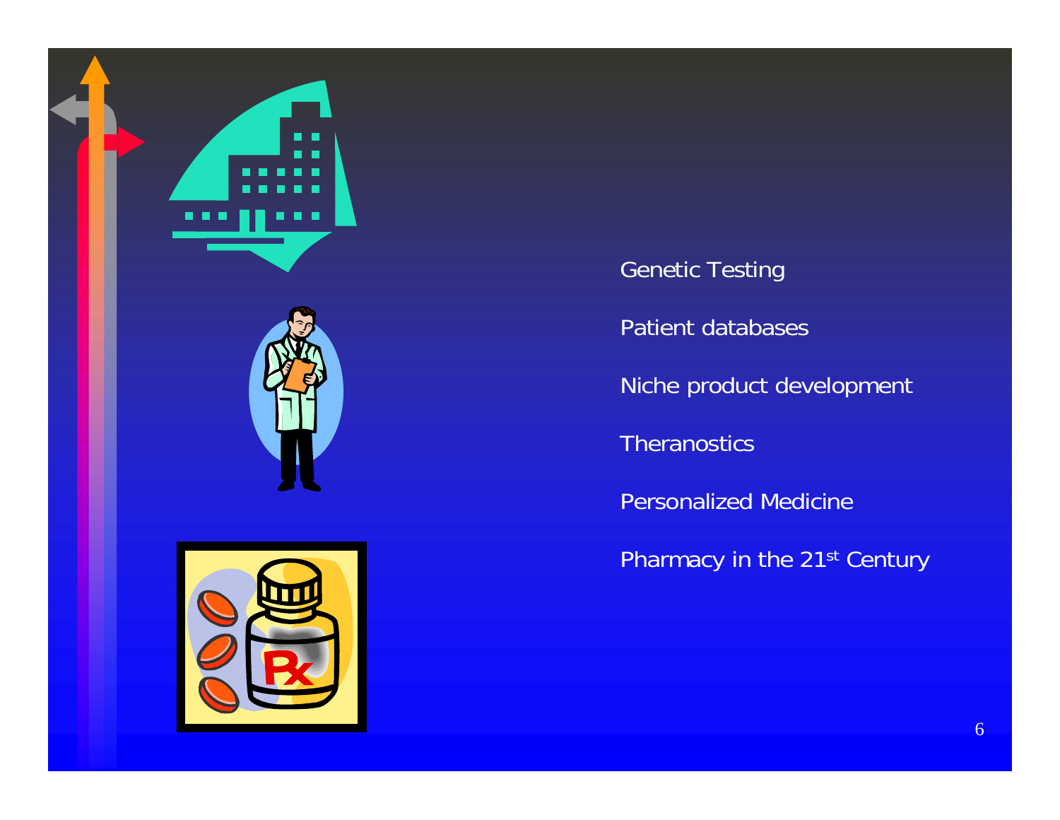- Genetic Testing
- Patient databases
- Niche product development
- Theranostics
- Personalized Medicine
- Pharmacy in the 21st Century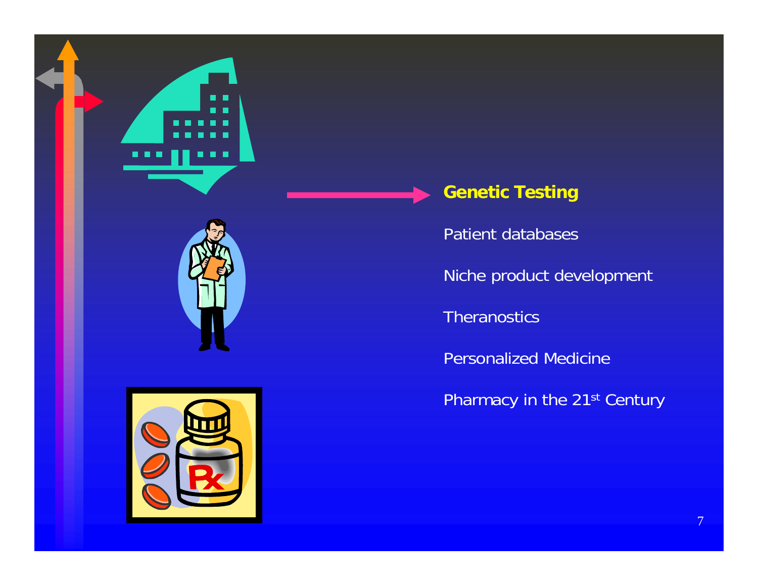**Genetic Testing**

Patient databases

Niche product development

Theranostics

Personalized Medicine

Pharmacy in the 21st Century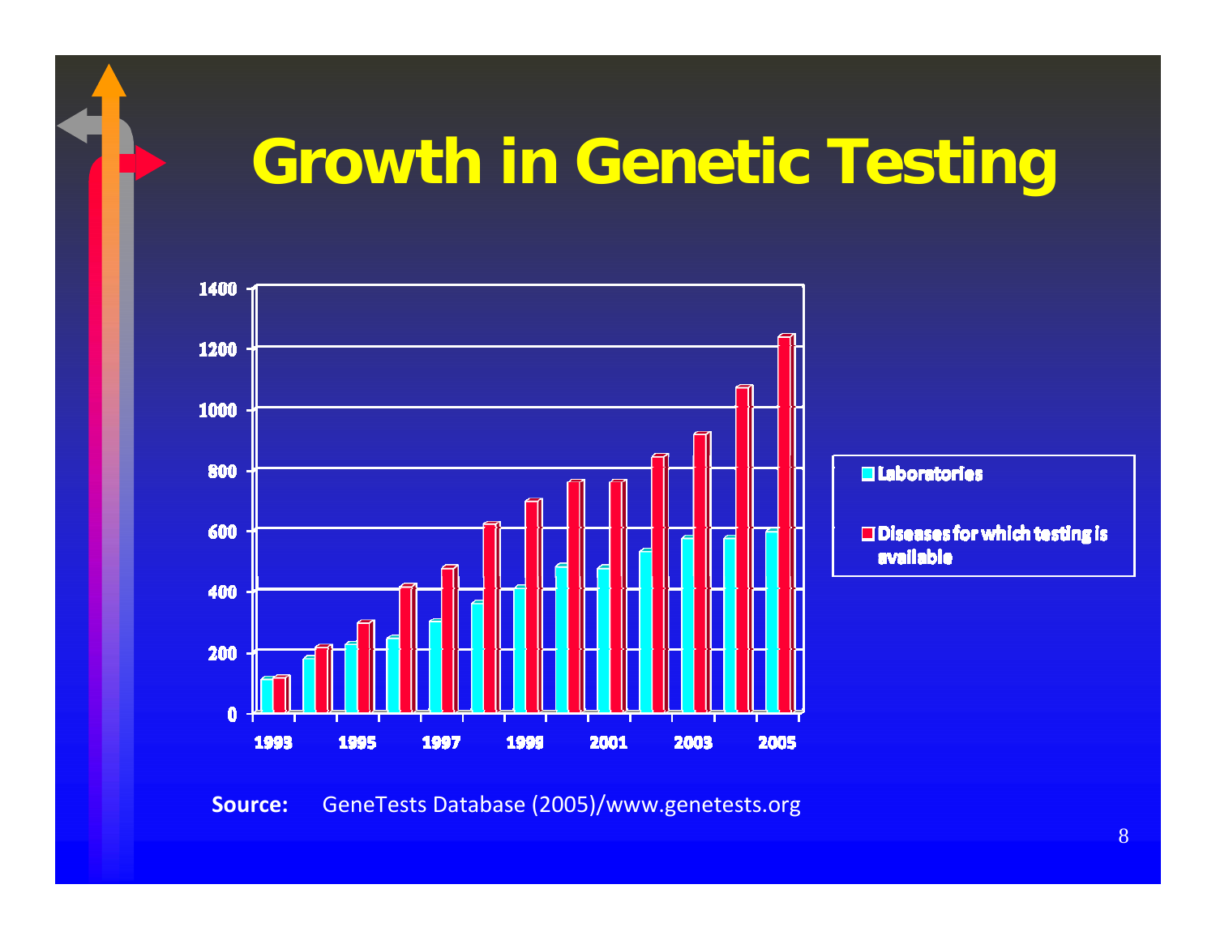# Growth in Genetic Testing

| Year | Laboratories | Diseases for which testing is available |
|---|---|---|
| 1993 | 110 | 111 |
| 1994 | 175 | 211 |
| 1995 | 225 | 294 |
| 1996 | 244 | 412 |
| 1997 | 300 | 473 |
| 1998 | 360 | 618 |
| 1999 | 409 | 694 |
| 2000 | 480 | 757 |
| 2001 | 474 | 757 |
| 2002 | 528 | 842 |
| 2003 | 574 | 915 |
| 2004 | 574 | 1068 |
| 2005 | 597 | 1235 |

**Source:** GeneTests Database (2005)/www.genetests.org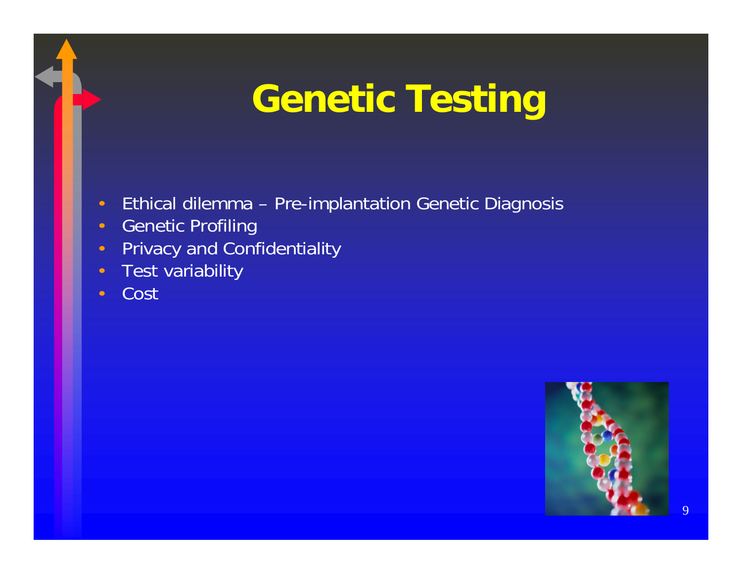# Genetic Testing

- Ethical dilemma – Pre-implantation Genetic Diagnosis
- Genetic Profiling
- Privacy and Confidentiality
- Test variability
- Cost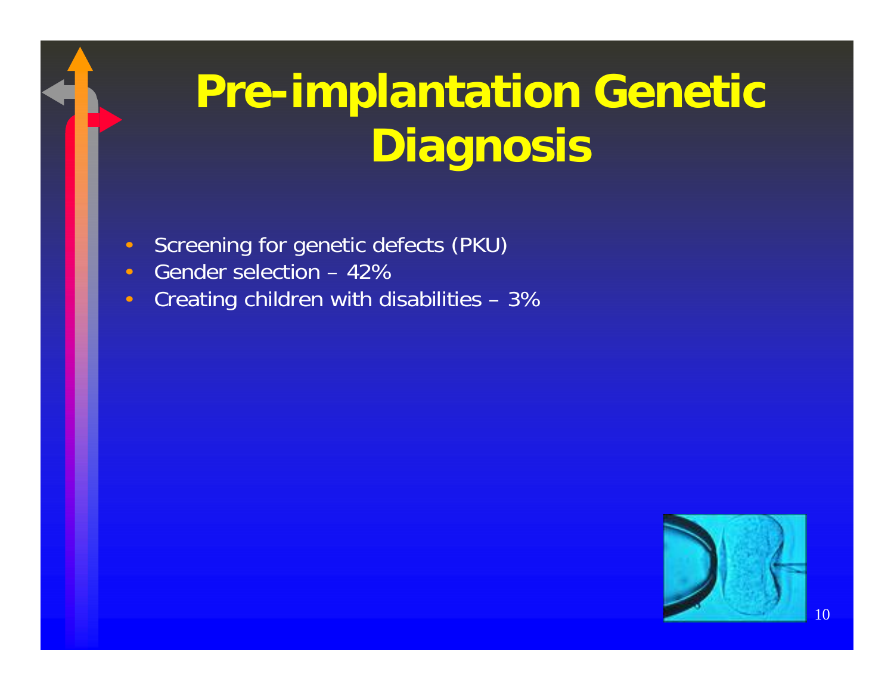# Pre-implantation Genetic Diagnosis

- Screening for genetic defects (PKU)
- Gender selection – 42%
- Creating children with disabilities – 3%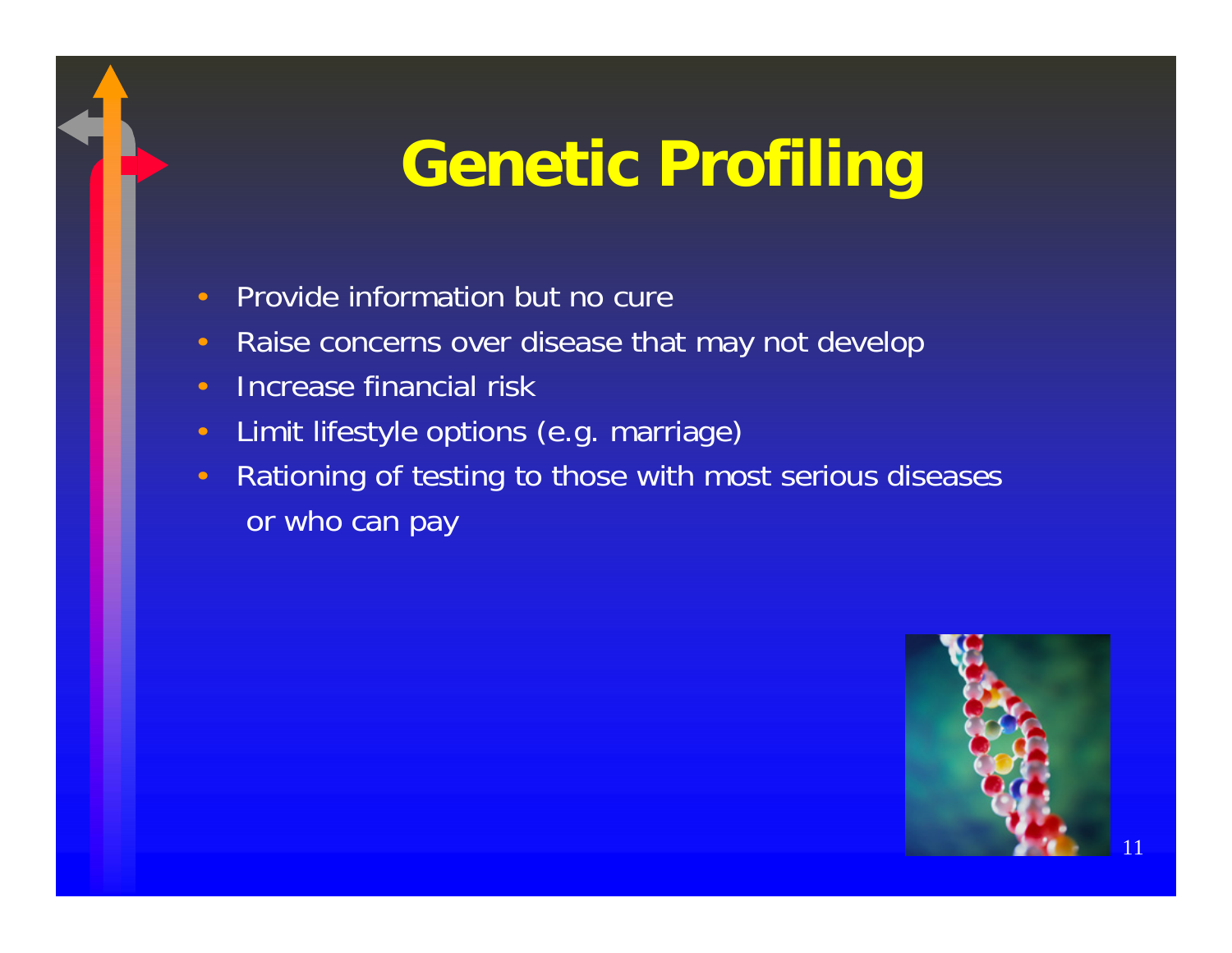# Genetic Profiling

- Provide information but no cure
- Raise concerns over disease that may not develop
- Increase financial risk
- Limit lifestyle options (e.g. marriage)
- Rationing of testing to those with most serious diseases or who can pay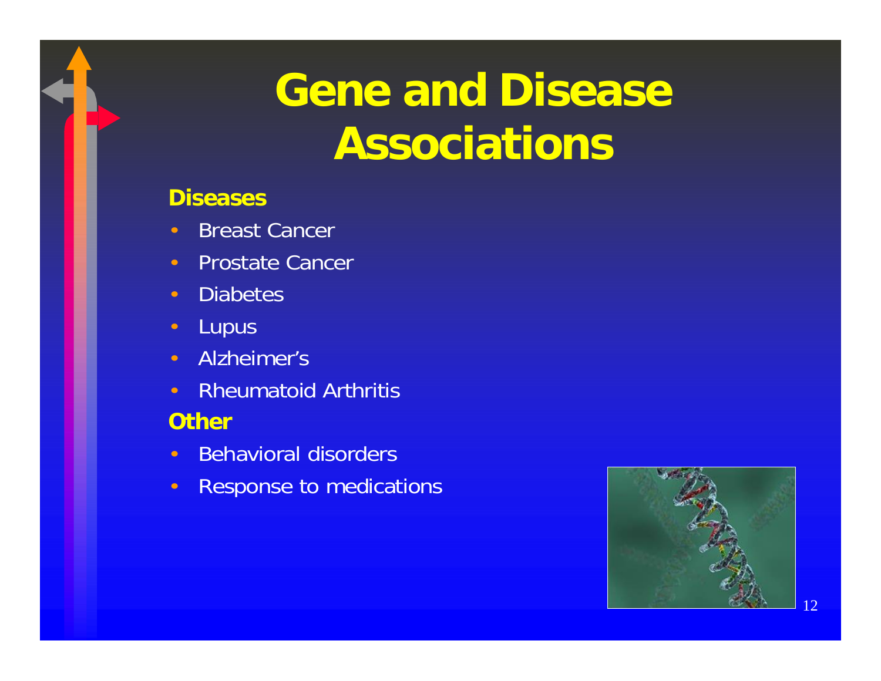# Gene and Disease Associations

**Diseases**

- Breast Cancer
- Prostate Cancer
- Diabetes
- Lupus
- Alzheimer's
- Rheumatoid Arthritis

**Other**

- Behavioral disorders
- Response to medications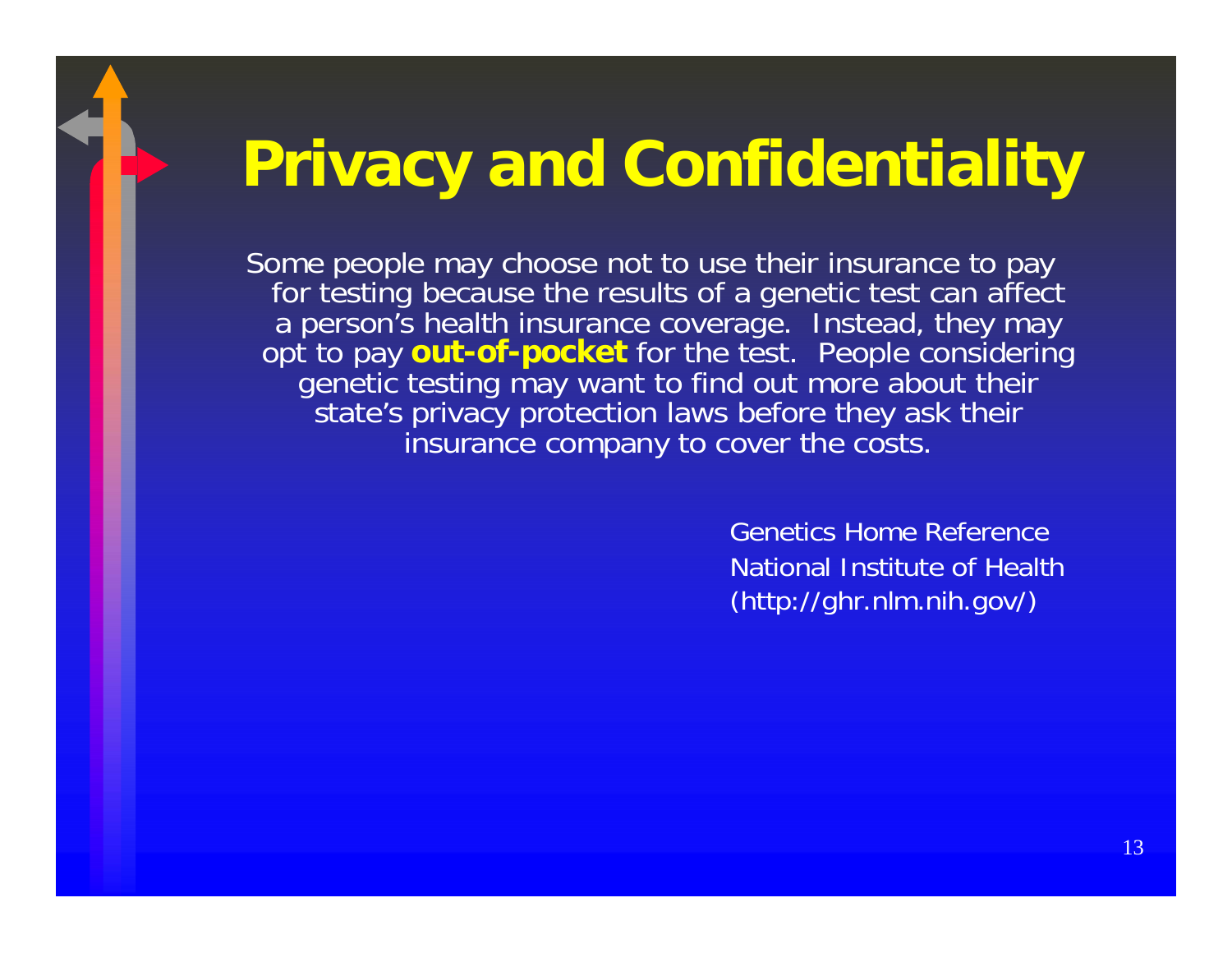# Privacy and Confidentiality

Some people may choose not to use their insurance to pay for testing because the results of a genetic test can affect a person's health insurance coverage. Instead, they may opt to pay **out-of-pocket** for the test. People considering genetic testing may want to find out more about their state's privacy protection laws before they ask their insurance company to cover the costs.

Genetics Home Reference
National Institute of Health
(http://ghr.nlm.nih.gov/)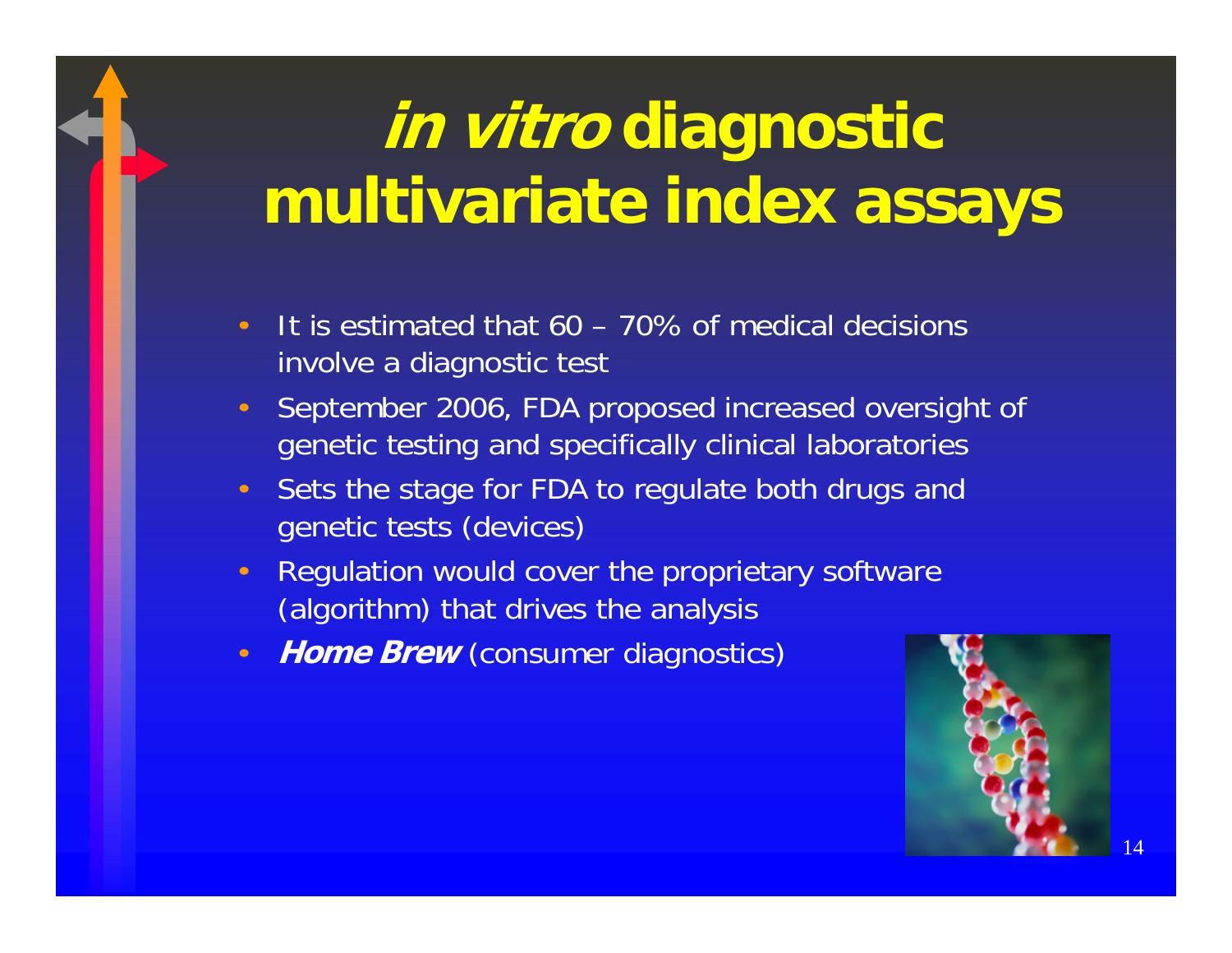# *in vitro* diagnostic multivariate index assays

- It is estimated that 60 – 70% of medical decisions involve a diagnostic test
- September 2006, FDA proposed increased oversight of genetic testing and specifically clinical laboratories
- Sets the stage for FDA to regulate both drugs and genetic tests (devices)
- Regulation would cover the proprietary software (algorithm) that drives the analysis
- ***Home Brew*** (consumer diagnostics)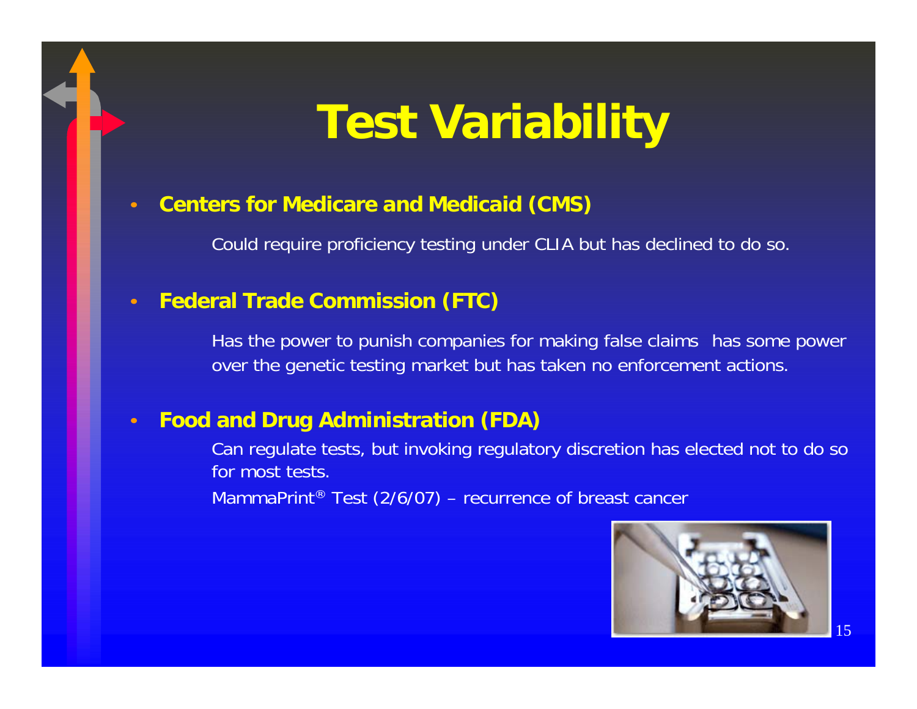# Test Variability

- **Centers for Medicare and Medicaid (CMS)**

  Could require proficiency testing under CLIA but has declined to do so.

- **Federal Trade Commission (FTC)**

  Has the power to punish companies for making false claims has some power over the genetic testing market but has taken no enforcement actions.

- **Food and Drug Administration (FDA)**

  Can regulate tests, but invoking regulatory discretion has elected not to do so for most tests.

  MammaPrint® Test (2/6/07) – recurrence of breast cancer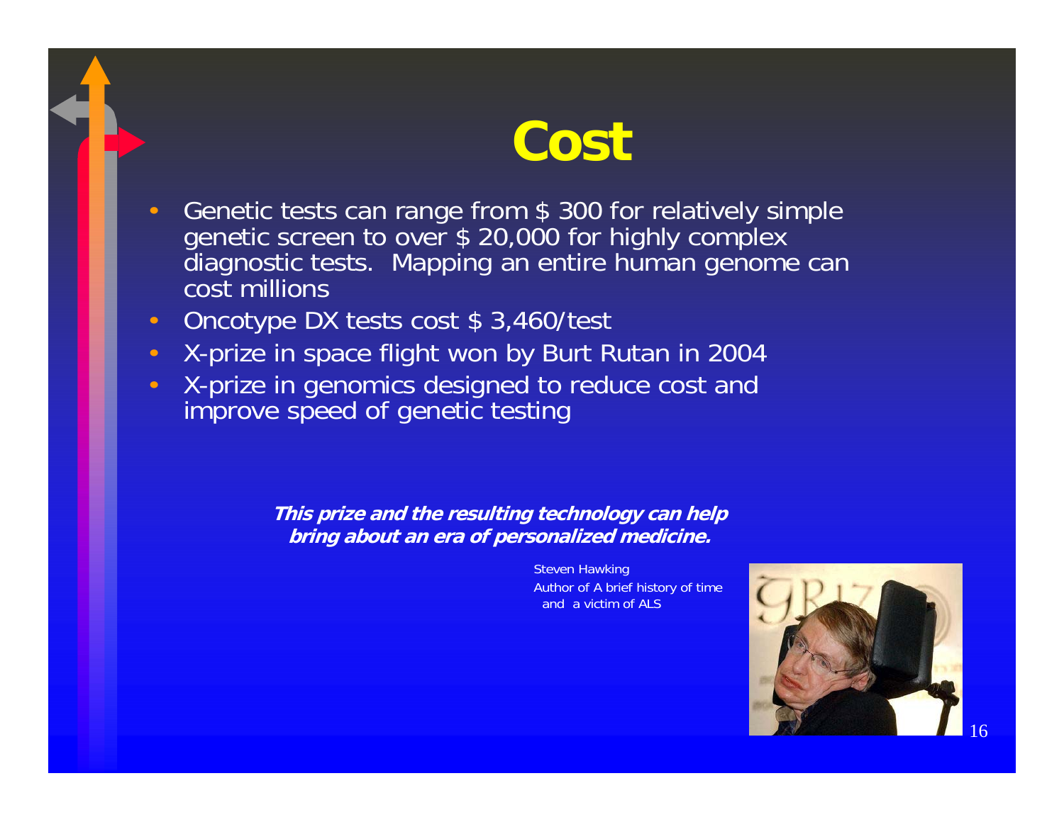# Cost

- Genetic tests can range from $ 300 for relatively simple genetic screen to over $ 20,000 for highly complex diagnostic tests.  Mapping an entire human genome can cost millions
- Oncotype DX tests cost $ 3,460/test
- X-prize in space flight won by Burt Rutan in 2004
- X-prize in genomics designed to reduce cost and improve speed of genetic testing

***This prize and the resulting technology can help bring about an era of personalized medicine.***

Steven Hawking
Author of A brief history of time and a victim of ALS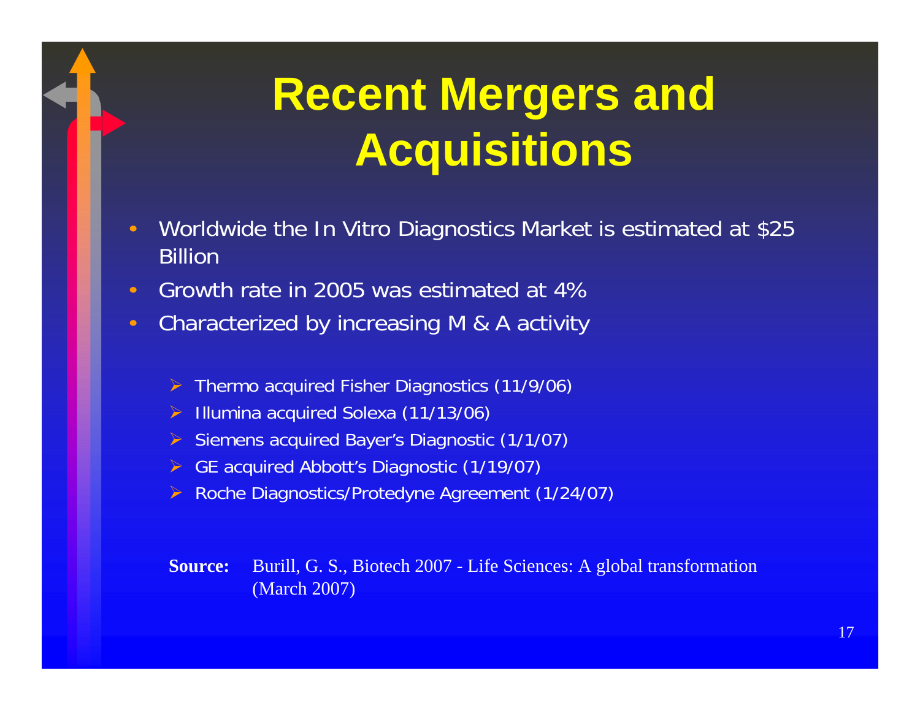# Recent Mergers and Acquisitions

- Worldwide the In Vitro Diagnostics Market is estimated at $25 Billion
- Growth rate in 2005 was estimated at 4%
- Characterized by increasing M & A activity
  - Thermo acquired Fisher Diagnostics (11/9/06)
  - Illumina acquired Solexa (11/13/06)
  - Siemens acquired Bayer's Diagnostic (1/1/07)
  - GE acquired Abbott's Diagnostic (1/19/07)
  - Roche Diagnostics/Protedyne Agreement (1/24/07)

**Source:** Burill, G. S., Biotech 2007 - Life Sciences: A global transformation (March 2007)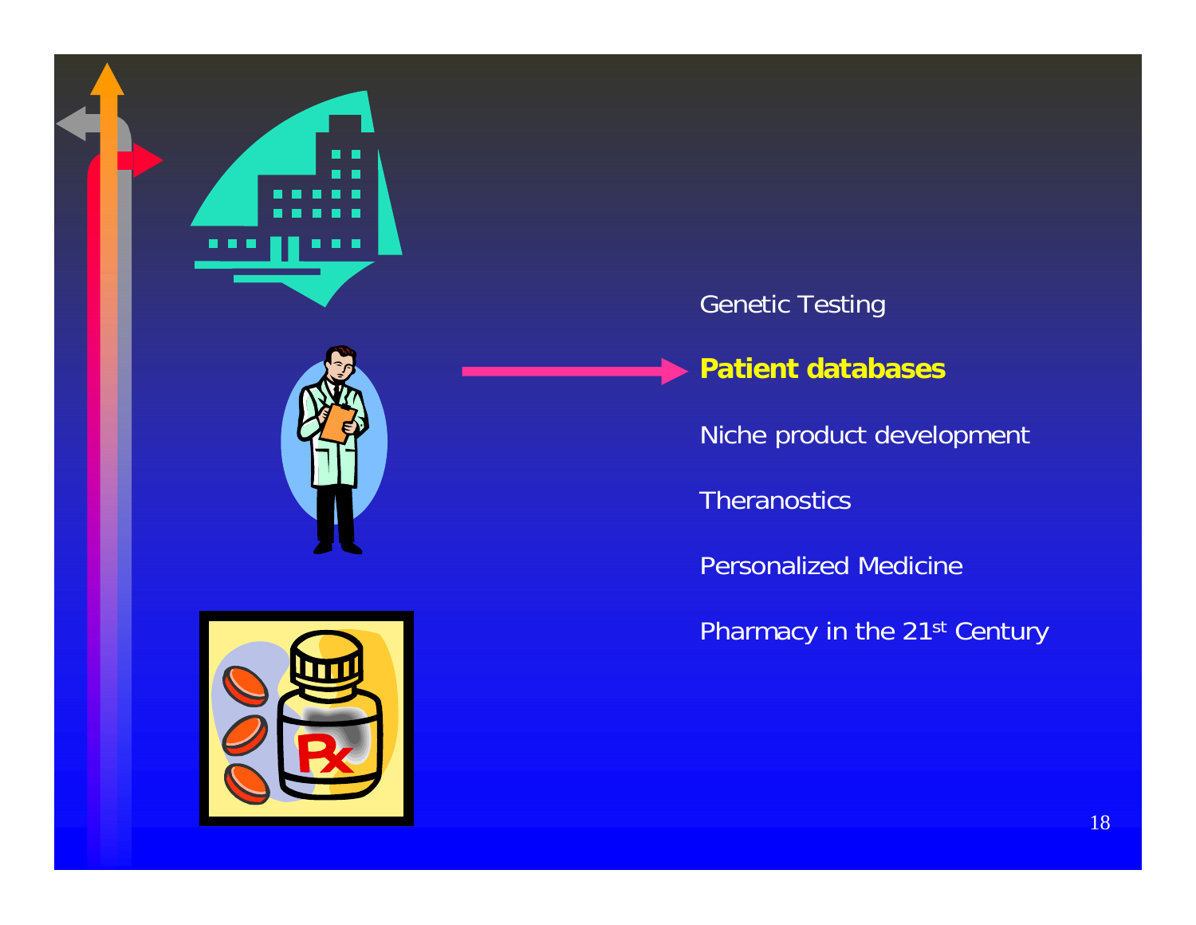Genetic Testing

**Patient databases**

Niche product development

Theranostics

Personalized Medicine

Pharmacy in the 21[st] Century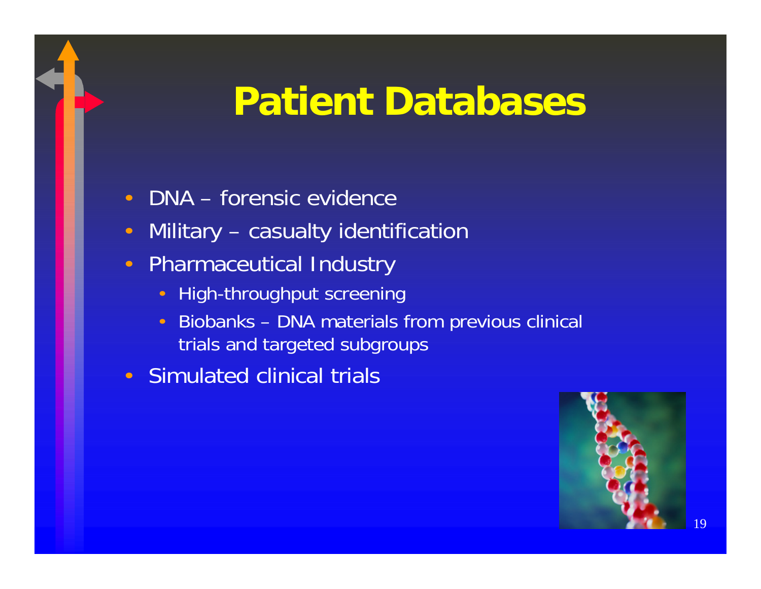# Patient Databases

- DNA – forensic evidence
- Military – casualty identification
- Pharmaceutical Industry
  - High-throughput screening
  - Biobanks – DNA materials from previous clinical trials and targeted subgroups
- Simulated clinical trials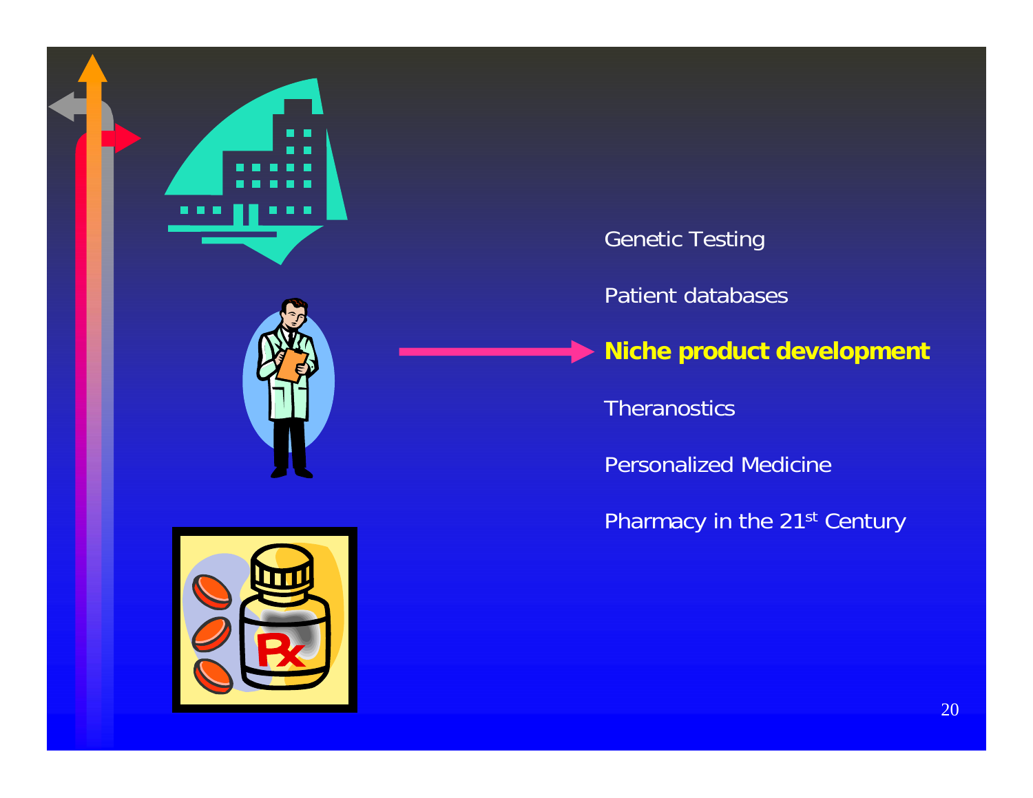Genetic Testing

Patient databases

**Niche product development**

Theranostics

Personalized Medicine

Pharmacy in the 21$^{st}$ Century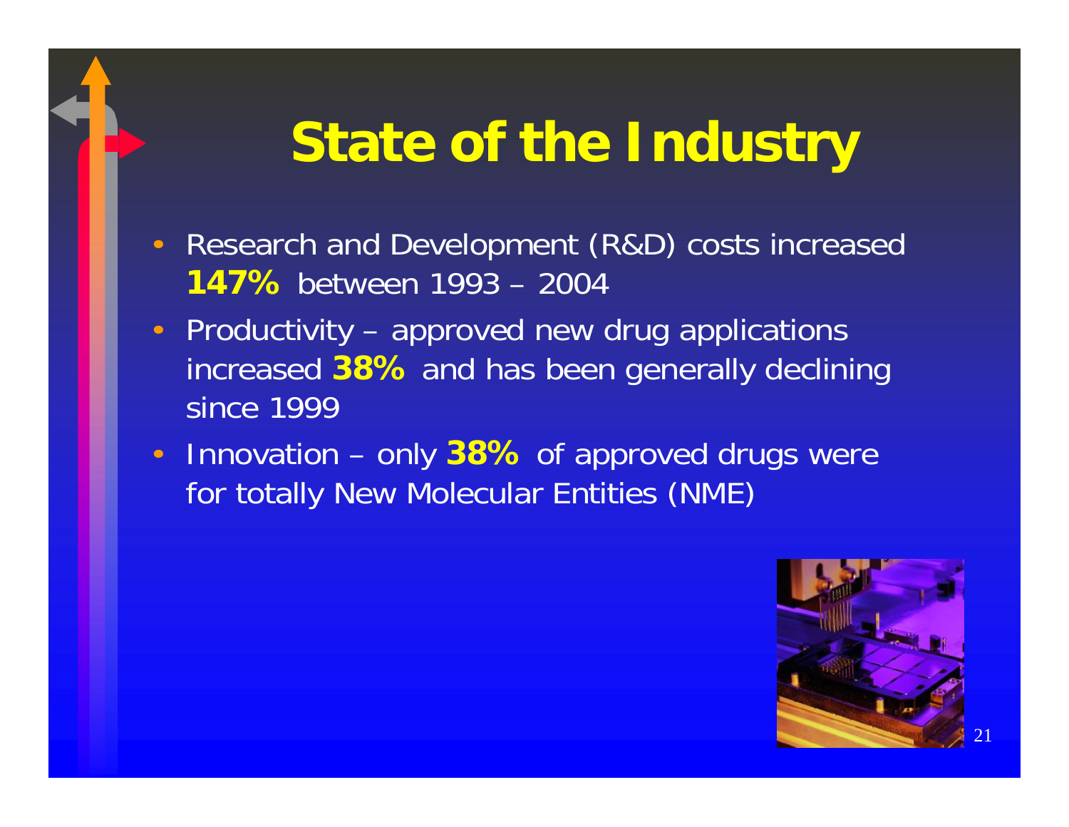# State of the Industry

- Research and Development (R&D) costs increased **147%** between 1993 – 2004
- Productivity – approved new drug applications increased **38%** and has been generally declining since 1999
- Innovation – only **38%** of approved drugs were for totally New Molecular Entities (NME)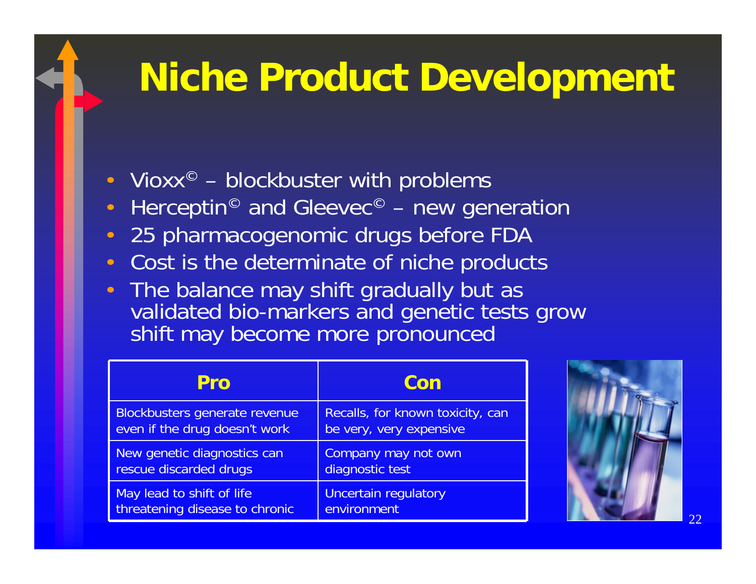# Niche Product Development

- Vioxx© – blockbuster with problems
- Herceptin© and Gleevec© – new generation
- 25 pharmacogenomic drugs before FDA
- Cost is the determinate of niche products
- The balance may shift gradually but as validated bio-markers and genetic tests grow shift may become more pronounced

| Pro | Con |
|---|---|
| Blockbusters generate revenue even if the drug doesn't work | Recalls, for known toxicity, can be very, very expensive |
| New genetic diagnostics can rescue discarded drugs | Company may not own diagnostic test |
| May lead to shift of life threatening disease to chronic | Uncertain regulatory environment |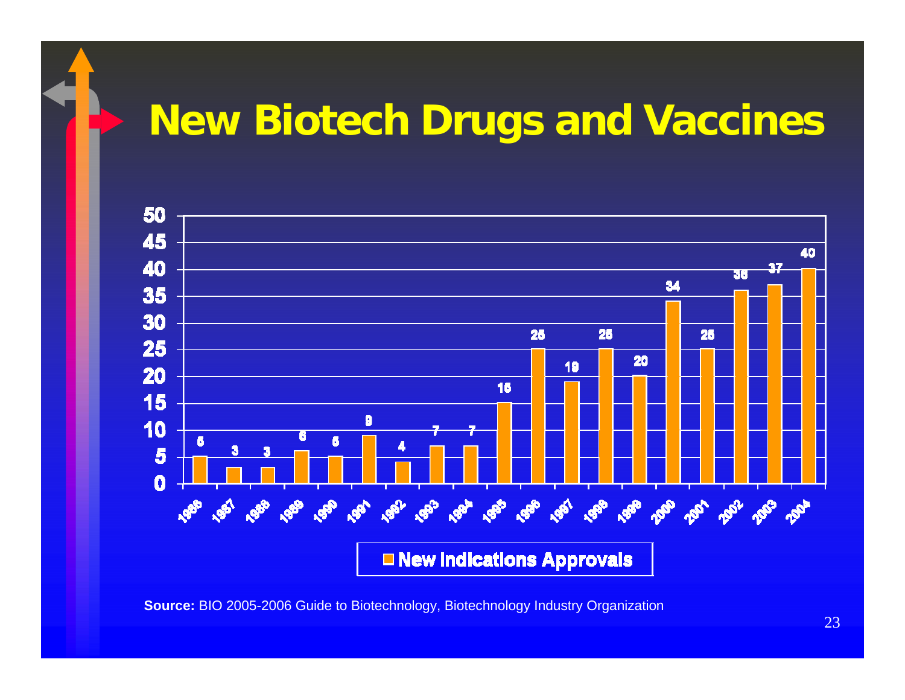# New Biotech Drugs and Vaccines

| Year | New Indications Approvals |
|---|---|
| 1986 | 5 |
| 1987 | 3 |
| 1988 | 3 |
| 1989 | 6 |
| 1990 | 5 |
| 1991 | 9 |
| 1992 | 4 |
| 1993 | 7 |
| 1994 | 7 |
| 1995 | 15 |
| 1996 | 25 |
| 1997 | 19 |
| 1998 | 25 |
| 1999 | 20 |
| 2000 | 34 |
| 2001 | 25 |
| 2002 | 36 |
| 2003 | 37 |
| 2004 | 40 |

**Source:** BIO 2005-2006 Guide to Biotechnology, Biotechnology Industry Organization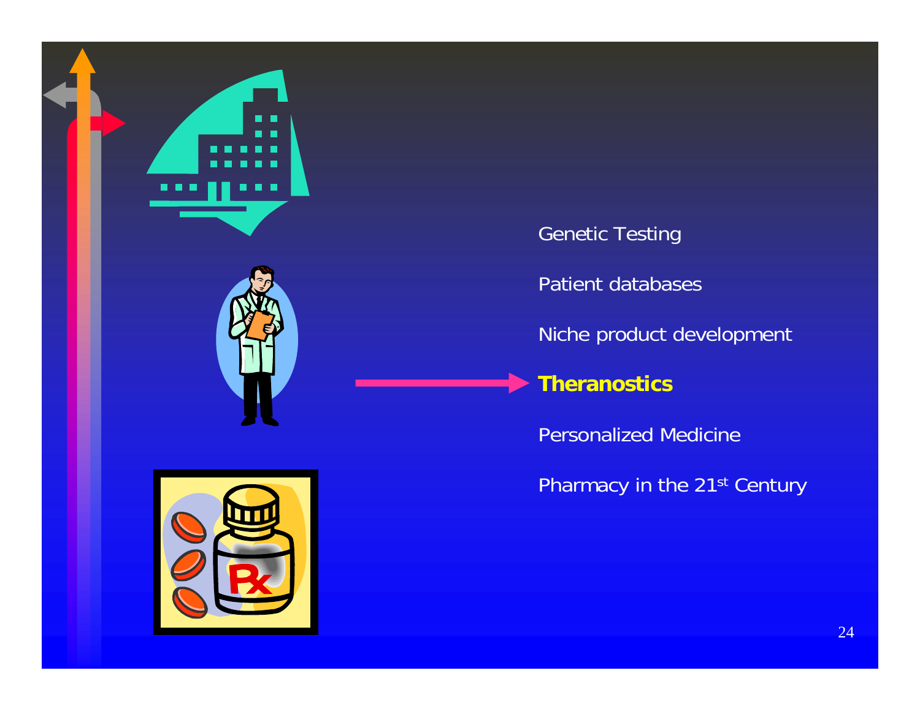Genetic Testing

Patient databases

Niche product development

**Theranostics**

Personalized Medicine

Pharmacy in the 21st Century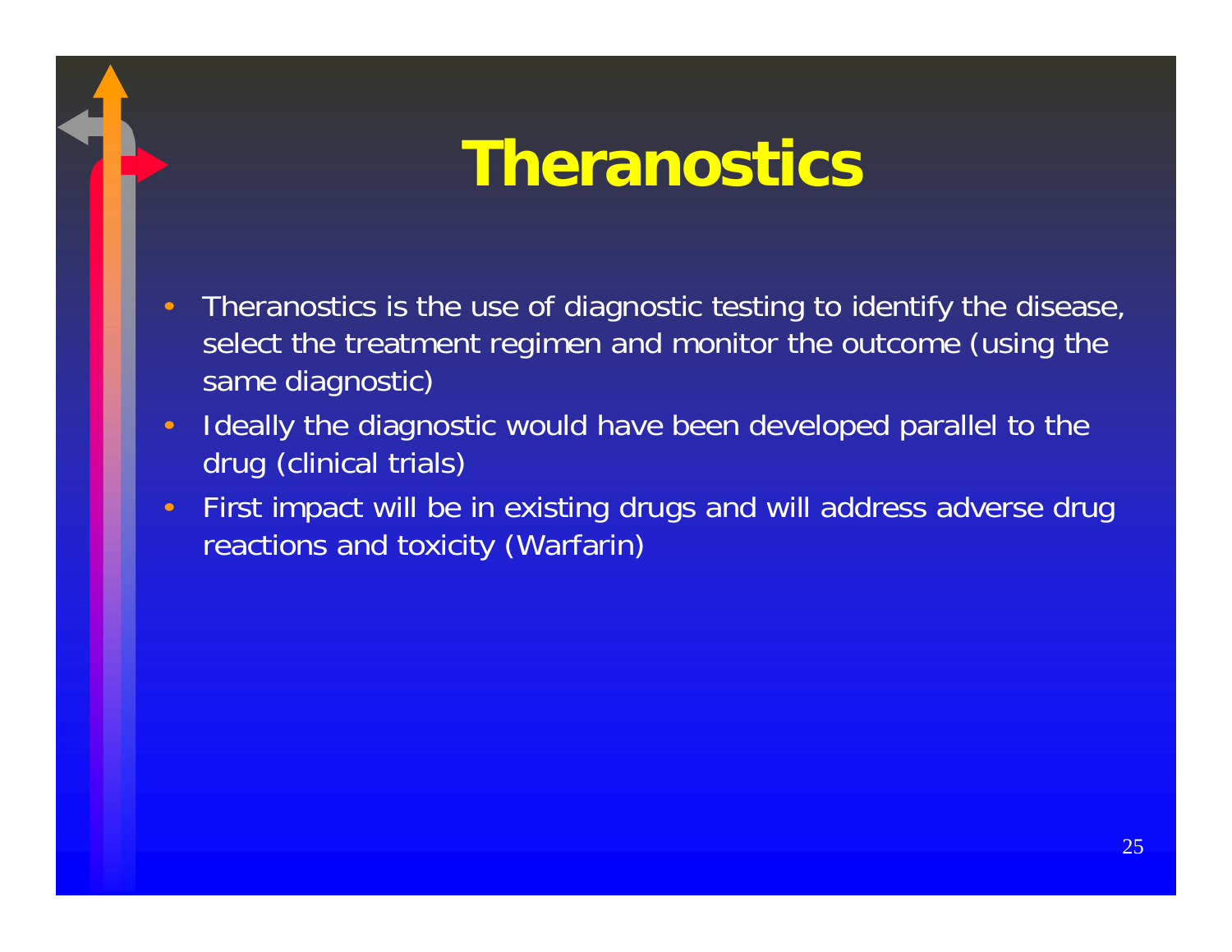# Theranostics

- Theranostics is the use of diagnostic testing to identify the disease, select the treatment regimen and monitor the outcome (using the same diagnostic)
- Ideally the diagnostic would have been developed parallel to the drug (clinical trials)
- First impact will be in existing drugs and will address adverse drug reactions and toxicity (Warfarin)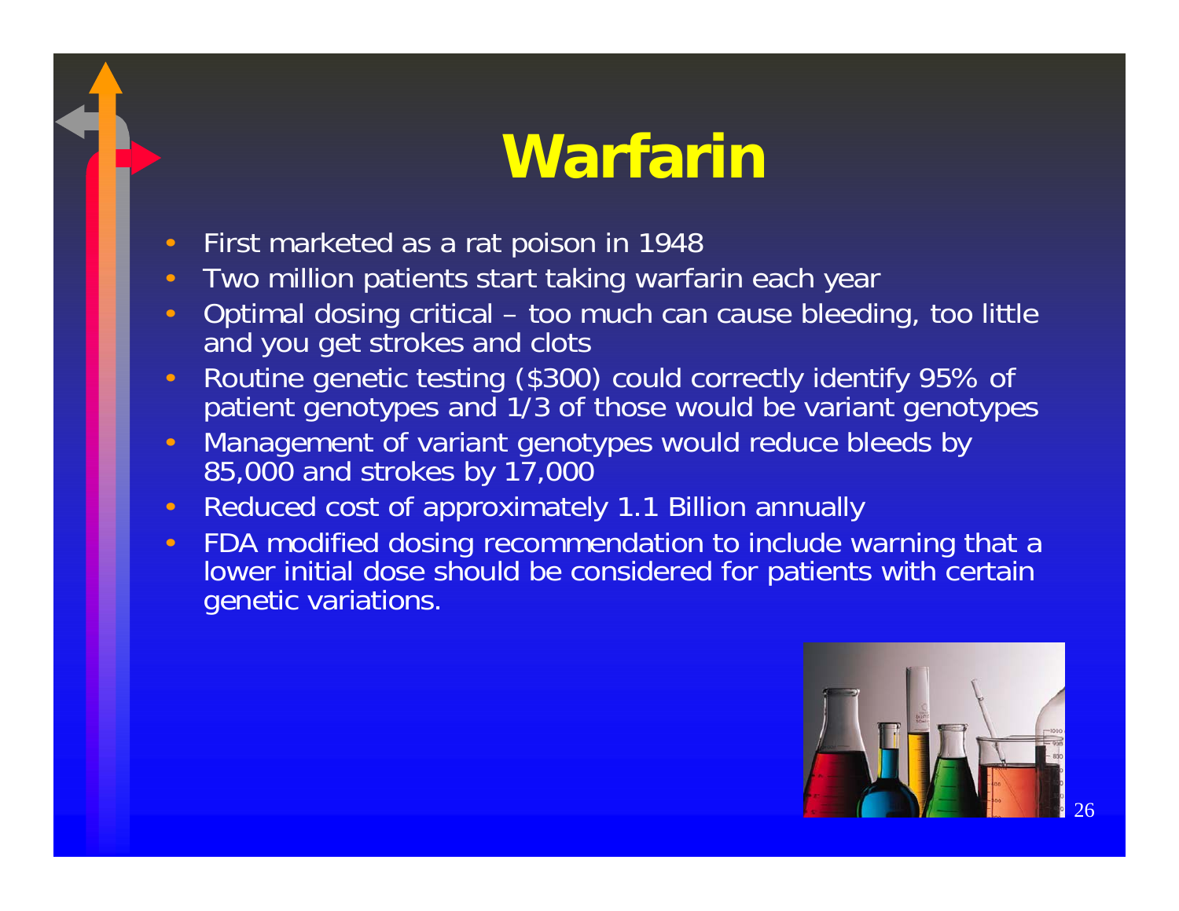# Warfarin

- First marketed as a rat poison in 1948
- Two million patients start taking warfarin each year
- Optimal dosing critical – too much can cause bleeding, too little and you get strokes and clots
- Routine genetic testing ($300) could correctly identify 95% of patient genotypes and 1/3 of those would be variant genotypes
- Management of variant genotypes would reduce bleeds by 85,000 and strokes by 17,000
- Reduced cost of approximately 1.1 Billion annually
- FDA modified dosing recommendation to include warning that a lower initial dose should be considered for patients with certain genetic variations.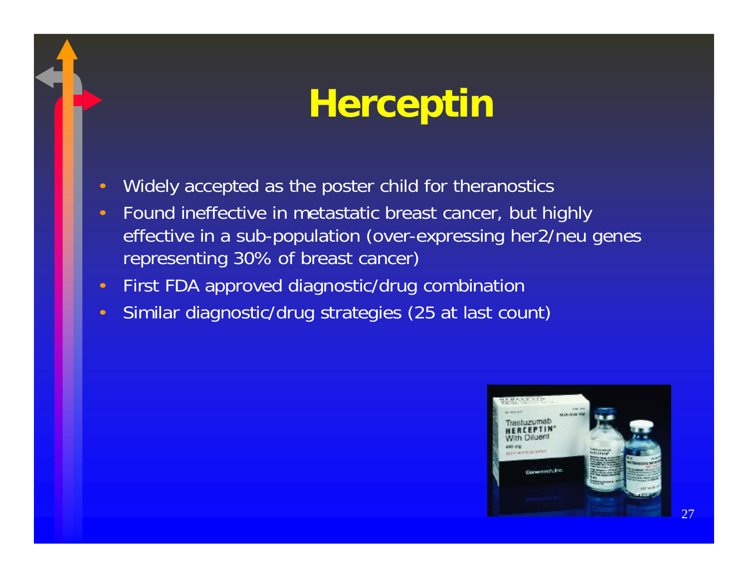# Herceptin

- Widely accepted as the poster child for theranostics
- Found ineffective in metastatic breast cancer, but highly effective in a sub-population (over-expressing her2/neu genes representing 30% of breast cancer)
- First FDA approved diagnostic/drug combination
- Similar diagnostic/drug strategies (25 at last count)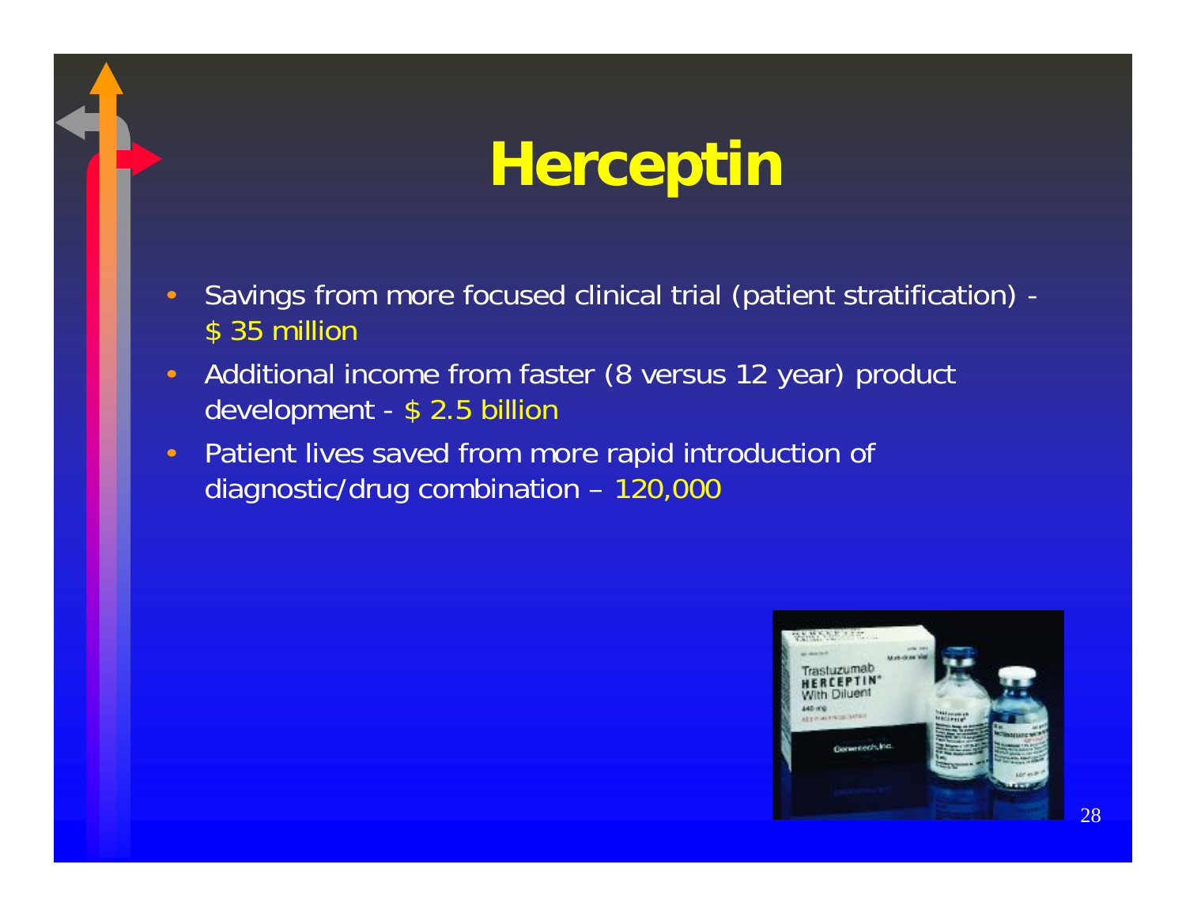# Herceptin

- Savings from more focused clinical trial (patient stratification) - $ 35 million
- Additional income from faster (8 versus 12 year) product development - $ 2.5 billion
- Patient lives saved from more rapid introduction of diagnostic/drug combination – 120,000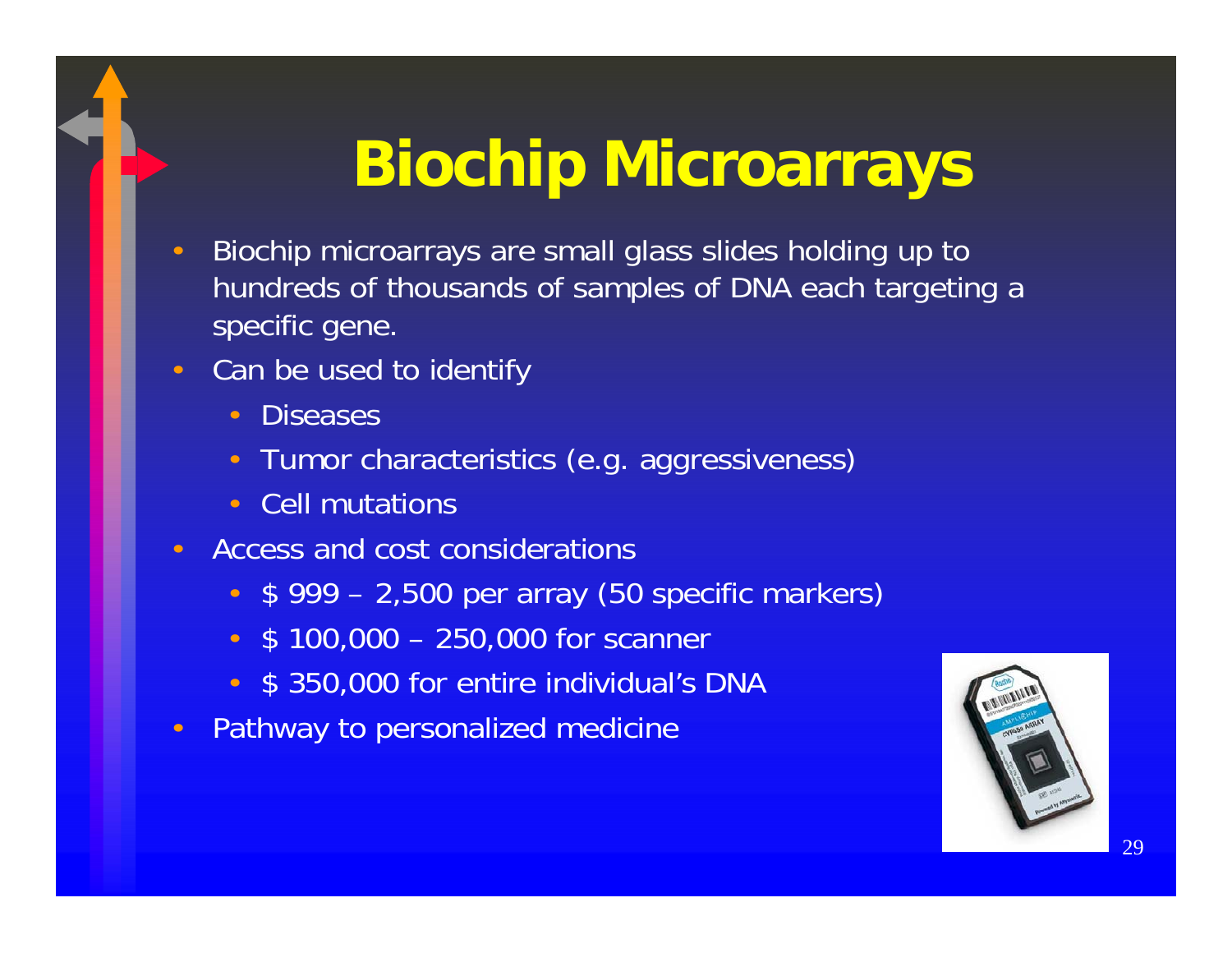# Biochip Microarrays

- Biochip microarrays are small glass slides holding up to hundreds of thousands of samples of DNA each targeting a specific gene.
- Can be used to identify
  - Diseases
  - Tumor characteristics (e.g. aggressiveness)
  - Cell mutations
- Access and cost considerations
  - $ 999 – 2,500 per array (50 specific markers)
  - $ 100,000 – 250,000 for scanner
  - $ 350,000 for entire individual's DNA
- Pathway to personalized medicine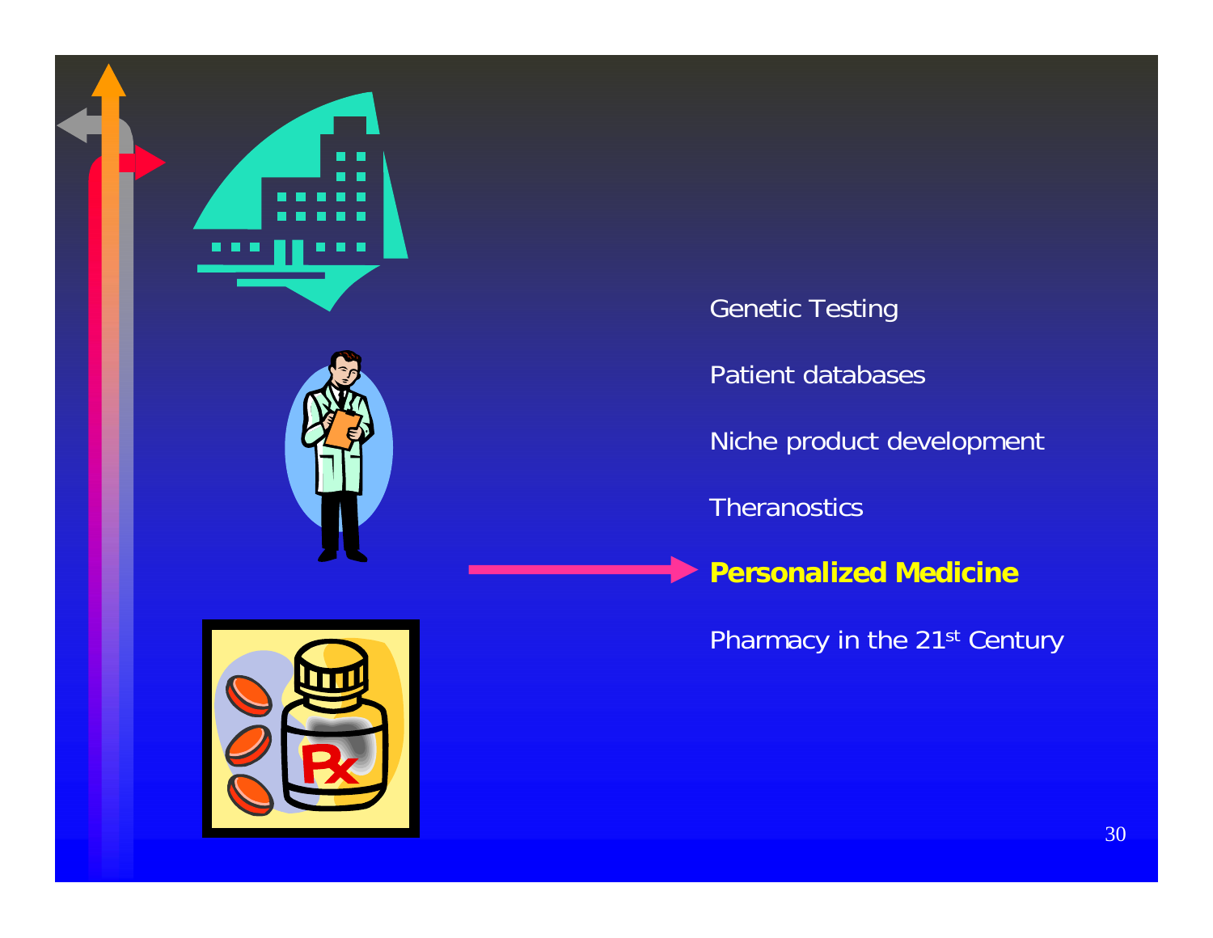Genetic Testing

Patient databases

Niche product development

Theranostics

**Personalized Medicine**

Pharmacy in the 21st Century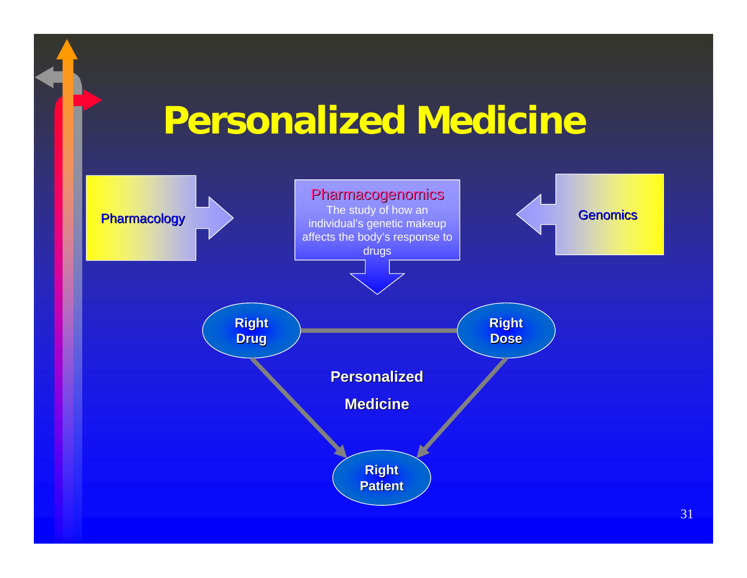# Personalized Medicine

Pharmacology

**Pharmacogenomics**
The study of how an individual's genetic makeup affects the body's response to drugs

Genomics

**Right Drug**

**Right Dose**

**Personalized Medicine**

**Right Patient**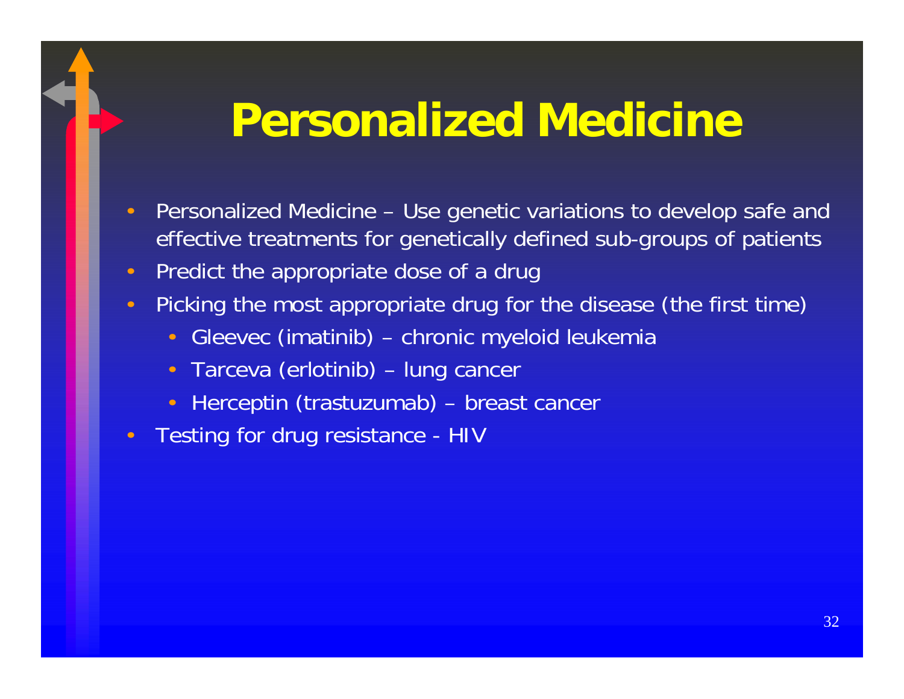# Personalized Medicine

- Personalized Medicine – Use genetic variations to develop safe and effective treatments for genetically defined sub-groups of patients
- Predict the appropriate dose of a drug
- Picking the most appropriate drug for the disease (the first time)
  - Gleevec (imatinib) – chronic myeloid leukemia
  - Tarceva (erlotinib) – lung cancer
  - Herceptin (trastuzumab) – breast cancer
- Testing for drug resistance - HIV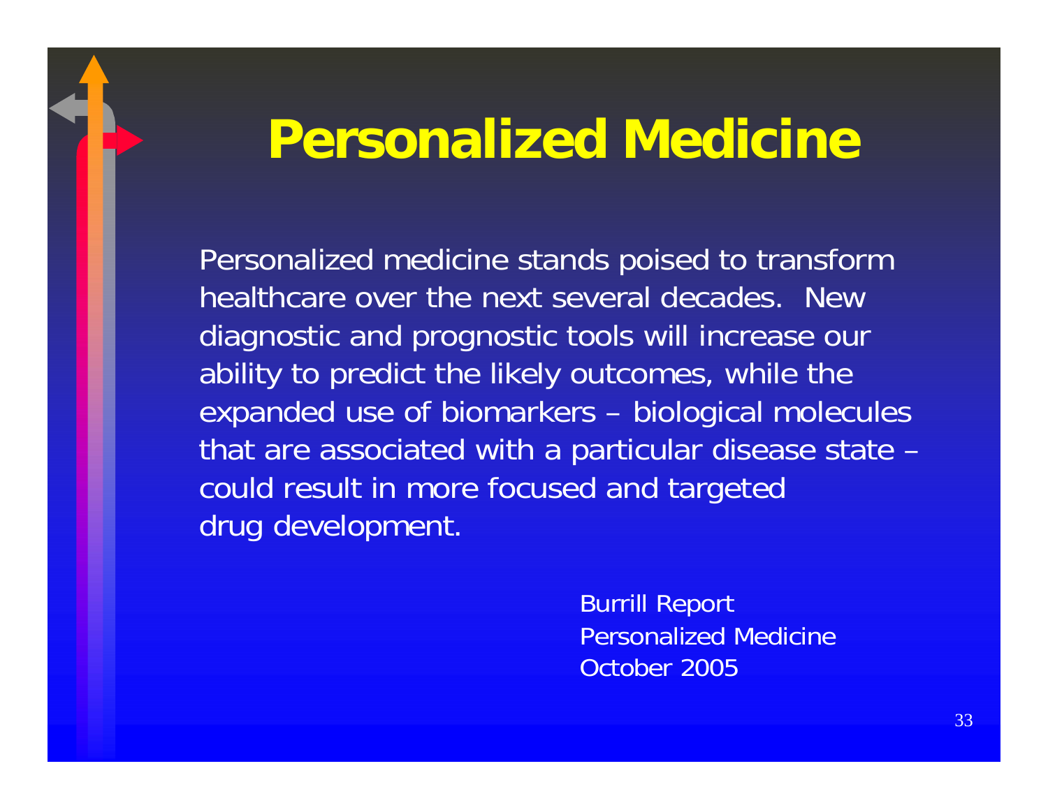# Personalized Medicine

Personalized medicine stands poised to transform healthcare over the next several decades. New diagnostic and prognostic tools will increase our ability to predict the likely outcomes, while the expanded use of biomarkers – biological molecules that are associated with a particular disease state – could result in more focused and targeted drug development.

Burrill Report
Personalized Medicine
October 2005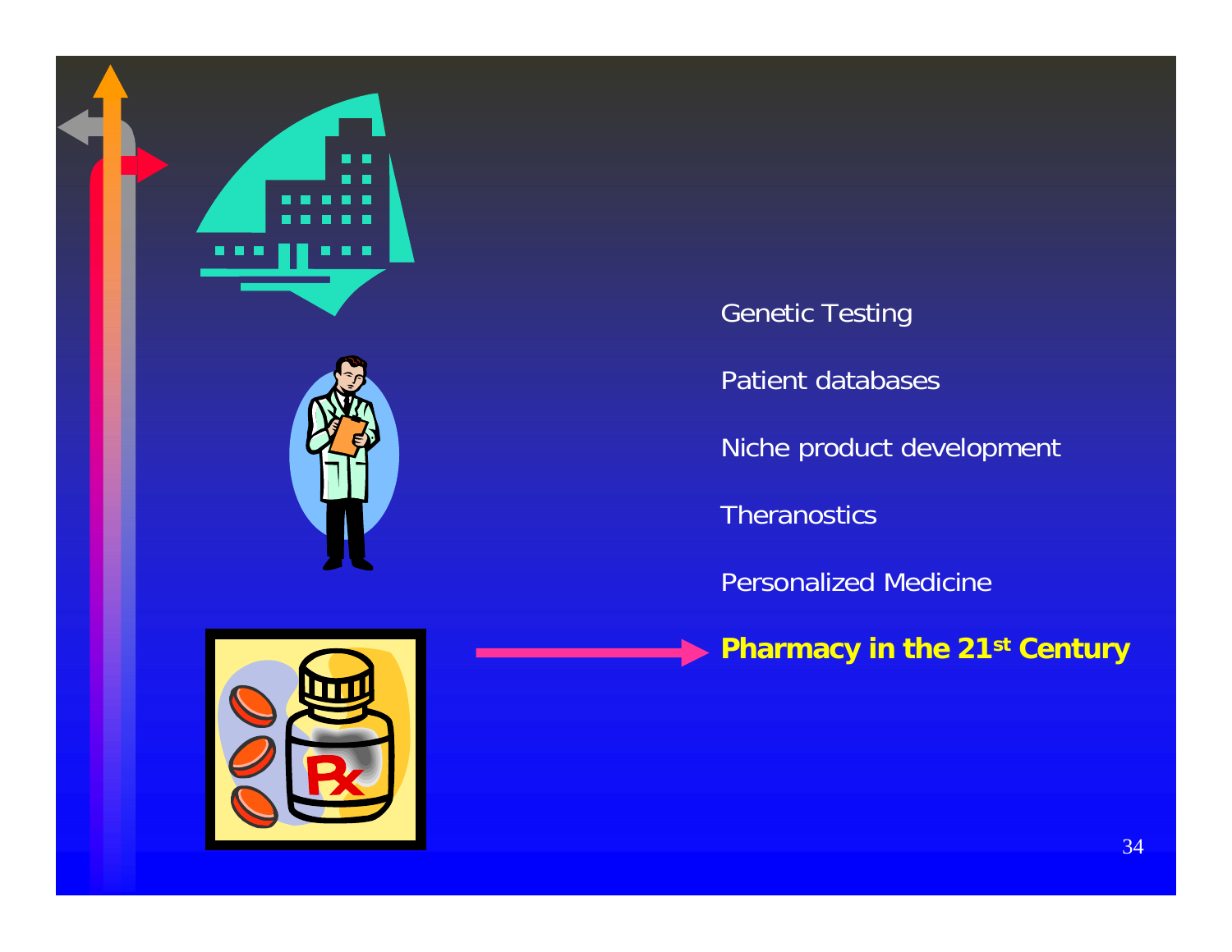Genetic Testing

Patient databases

Niche product development

Theranostics

Personalized Medicine

**Pharmacy in the 21st Century**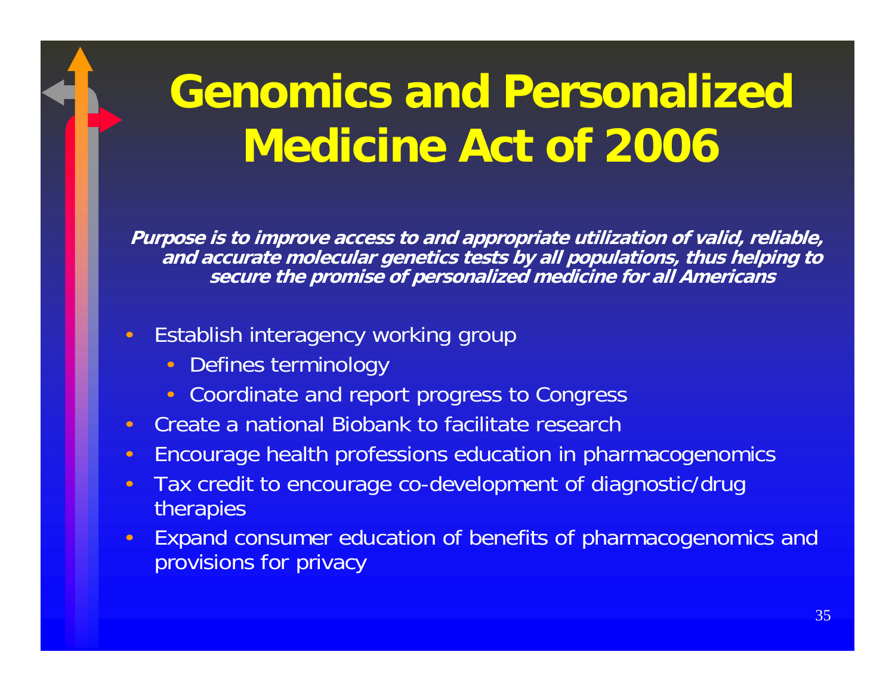# Genomics and Personalized Medicine Act of 2006

***Purpose is to improve access to and appropriate utilization of valid, reliable, and accurate molecular genetics tests by all populations, thus helping to secure the promise of personalized medicine for all Americans***

- Establish interagency working group
  - Defines terminology
  - Coordinate and report progress to Congress
- Create a national Biobank to facilitate research
- Encourage health professions education in pharmacogenomics
- Tax credit to encourage co-development of diagnostic/drug therapies
- Expand consumer education of benefits of pharmacogenomics and provisions for privacy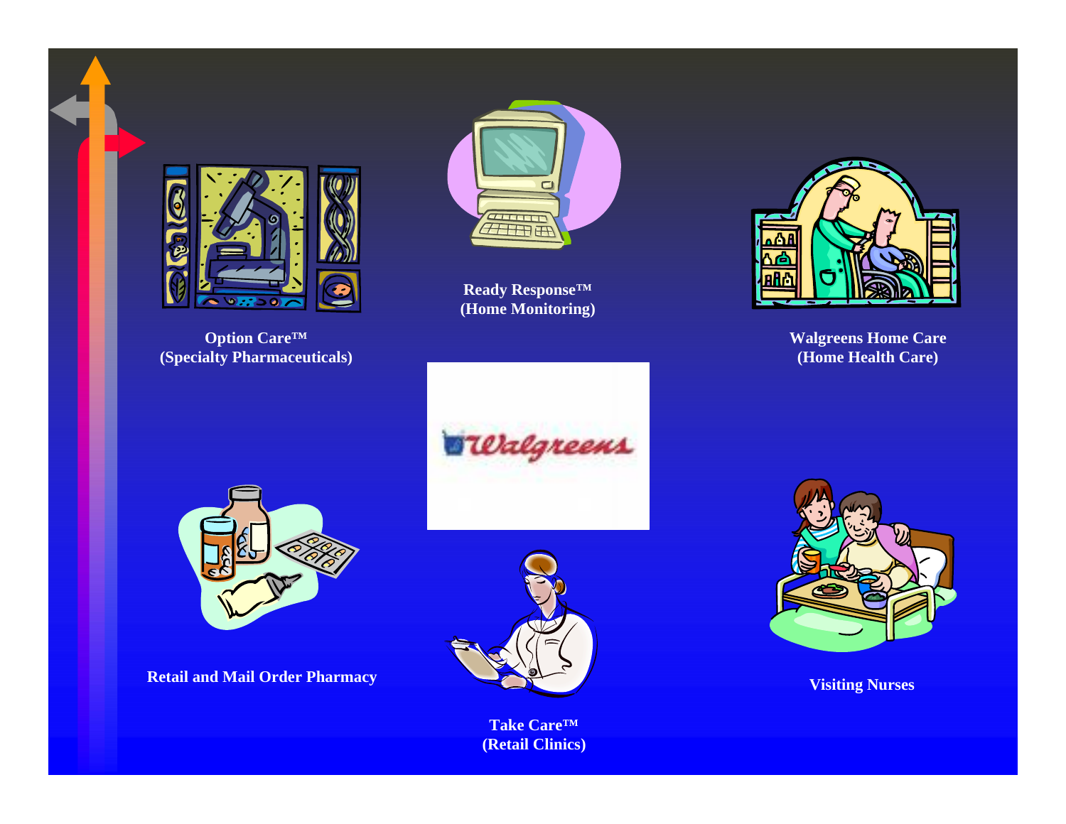Option Care™
(Specialty Pharmaceuticals)

Ready Response™
(Home Monitoring)

Walgreens Home Care
(Home Health Care)

Walgreens

Retail and Mail Order Pharmacy

Visiting Nurses

Take Care™
(Retail Clinics)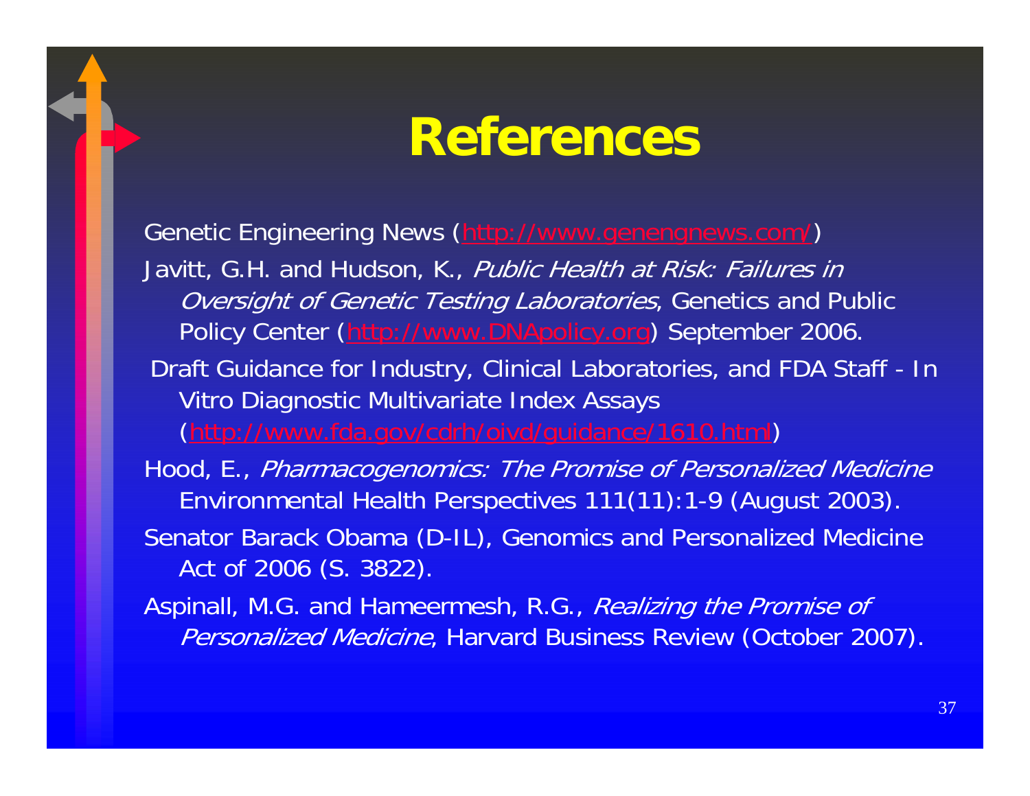# References

Genetic Engineering News (http://www.genengnews.com/)

Javitt, G.H. and Hudson, K., *Public Health at Risk: Failures in Oversight of Genetic Testing Laboratories*, Genetics and Public Policy Center (http://www.DNApolicy.org) September 2006.

Draft Guidance for Industry, Clinical Laboratories, and FDA Staff - In Vitro Diagnostic Multivariate Index Assays (http://www.fda.gov/cdrh/oivd/guidance/1610.html)

Hood, E., *Pharmacogenomics: The Promise of Personalized Medicine* Environmental Health Perspectives 111(11):1-9 (August 2003).

Senator Barack Obama (D-IL), Genomics and Personalized Medicine Act of 2006 (S. 3822).

Aspinall, M.G. and Hameermesh, R.G., *Realizing the Promise of Personalized Medicine*, Harvard Business Review (October 2007).